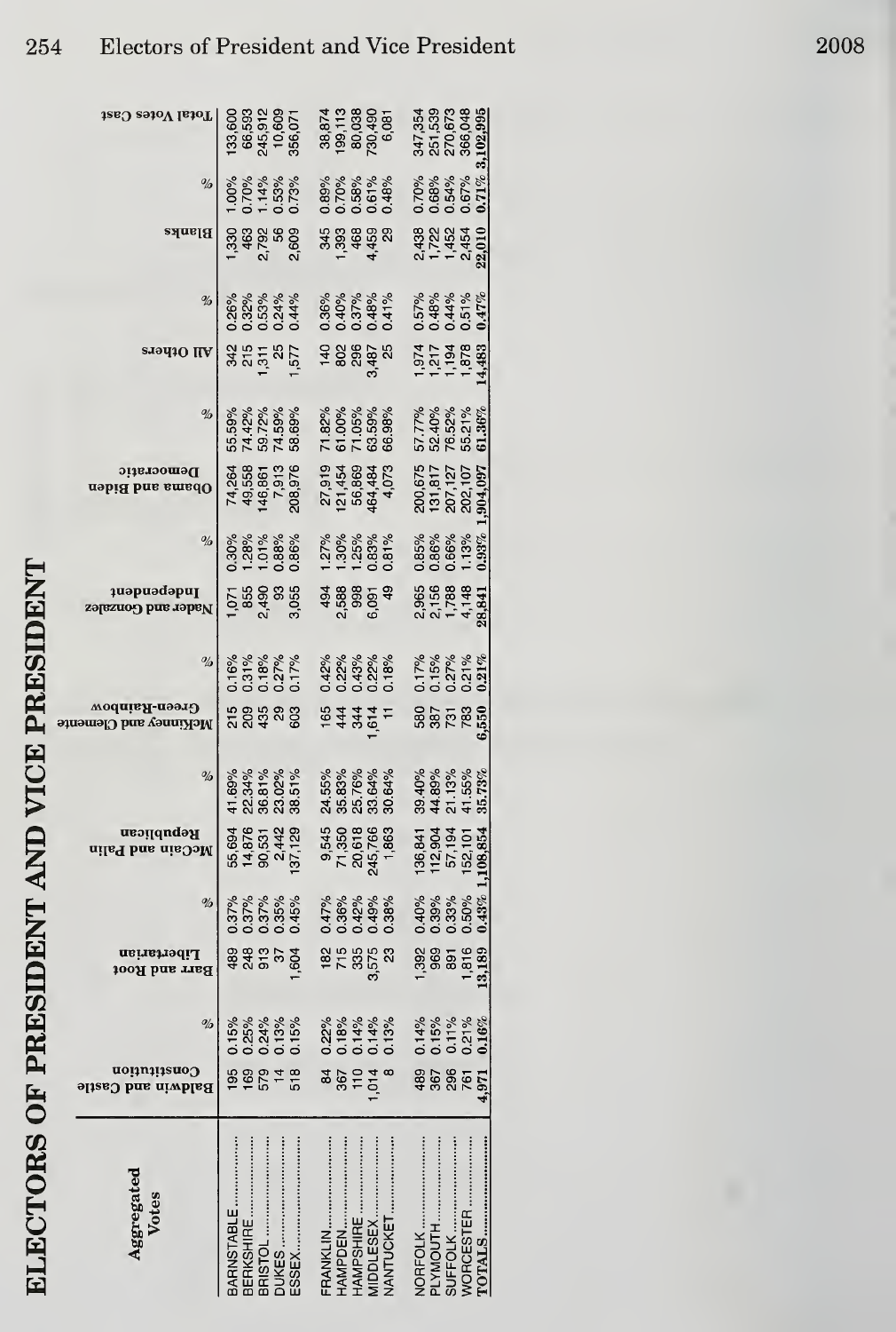# ELECTORS OF PRESIDENT AND VICE PRESIDENT

| Aggregated Votes | Baldwin and Castle Constitution | % | Barr and Root Libertarian | % | McCain and Palin Republican | % | McKinney and Clemente Green-Rainbow | % | Nader and Gonzalez Independent | % | Obama and Biden Democratic | % | All Others | % | Blanks | % | Total Votes Cast |
|---|---|---|---|---|---|---|---|---|---|---|---|---|---|---|---|---|---|
| BARNSTABLE | 195 | 0.15% | 489 | 0.37% | 55,694 | 41.69% | 215 | 0.16% | 1,071 | 0.30% | 74,264 | 55.59% | 342 | 0.26% | 1,330 | 1.00% | 133,600 |
| BERKSHIRE | 169 | 0.25% | 248 | 0.37% | 14,876 | 22.34% | 209 | 0.31% | 855 | 1.28% | 49,558 | 74.42% | 215 | 0.32% | 463 | 0.70% | 66,593 |
| BRISTOL | 579 | 0.24% | 913 | 0.37% | 90,531 | 36.81% | 435 | 0.18% | 2,490 | 1.01% | 146,861 | 59.72% | 1,311 | 0.53% | 2,792 | 1.14% | 245,912 |
| DUKES | 14 | 0.13% | 37 | 0.35% | 2,442 | 23.02% | 29 | 0.27% | 93 | 0.88% | 7,913 | 74.59% | 25 | 0.24% | 56 | 0.53% | 10,609 |
| ESSEX | 518 | 0.15% | 1,604 | 0.45% | 137,129 | 38.51% | 603 | 0.17% | 3,055 | 0.86% | 208,976 | 58.69% | 1,577 | 0.44% | 2,609 | 0.73% | 356,071 |
| FRANKLIN | 84 | 0.22% | 182 | 0.47% | 9,545 | 24.55% | 165 | 0.42% | 494 | 1.27% | 27,919 | 71.82% | 140 | 0.36% | 345 | 0.89% | 38,874 |
| HAMPDEN | 367 | 0.18% | 715 | 0.36% | 71,350 | 35.83% | 444 | 0.22% | 2,588 | 1.30% | 121,454 | 61.00% | 802 | 0.40% | 1,393 | 0.70% | 199,113 |
| HAMPSHIRE | 110 | 0.14% | 335 | 0.42% | 20,618 | 25.76% | 344 | 0.43% | 998 | 1.25% | 56,869 | 71.05% | 296 | 0.37% | 468 | 0.58% | 80,038 |
| MIDDLESEX | 1,014 | 0.14% | 3,575 | 0.49% | 245,766 | 33.64% | 1,614 | 0.22% | 6,091 | 0.83% | 464,484 | 63.59% | 3,487 | 0.48% | 4,459 | 0.61% | 730,490 |
| NANTUCKET | 8 | 0.13% | 23 | 0.38% | 1,863 | 30.64% | 11 | 0.18% | 49 | 0.81% | 4,073 | 66.98% | 25 | 0.41% | 29 | 0.48% | 6,081 |
| NORFOLK | 489 | 0.14% | 1,392 | 0.40% | 136,841 | 39.40% | 580 | 0.17% | 2,965 | 0.85% | 200,675 | 57.77% | 1,974 | 0.57% | 2,438 | 0.70% | 347,354 |
| PLYMOUTH | 367 | 0.15% | 969 | 0.39% | 112,904 | 44.89% | 387 | 0.15% | 2,156 | 0.86% | 131,817 | 52.40% | 1,217 | 0.48% | 1,722 | 0.68% | 251,539 |
| SUFFOLK | 296 | 0.11% | 891 | 0.33% | 57,194 | 21.13% | 731 | 0.27% | 1,788 | 0.66% | 207,127 | 76.52% | 1,194 | 0.44% | 1,452 | 0.54% | 270,673 |
| WORCESTER | 761 | 0.21% | 1,816 | 0.50% | 152,101 | 41.55% | 783 | 0.21% | 4,148 | 1.13% | 202,107 | 55.21% | 1,878 | 0.51% | 2,454 | 0.67% | 366,048 |
| TOTALS | 4,971 | 0.16% | 13,189 | 0.43% | 1,108,854 | 35.73% | 6,550 | 0.21% | 28,841 | 0.93% | 1,904,097 | 61.36% | 14,483 | 0.47% | 22,010 | 0.71% | 3,102,995 |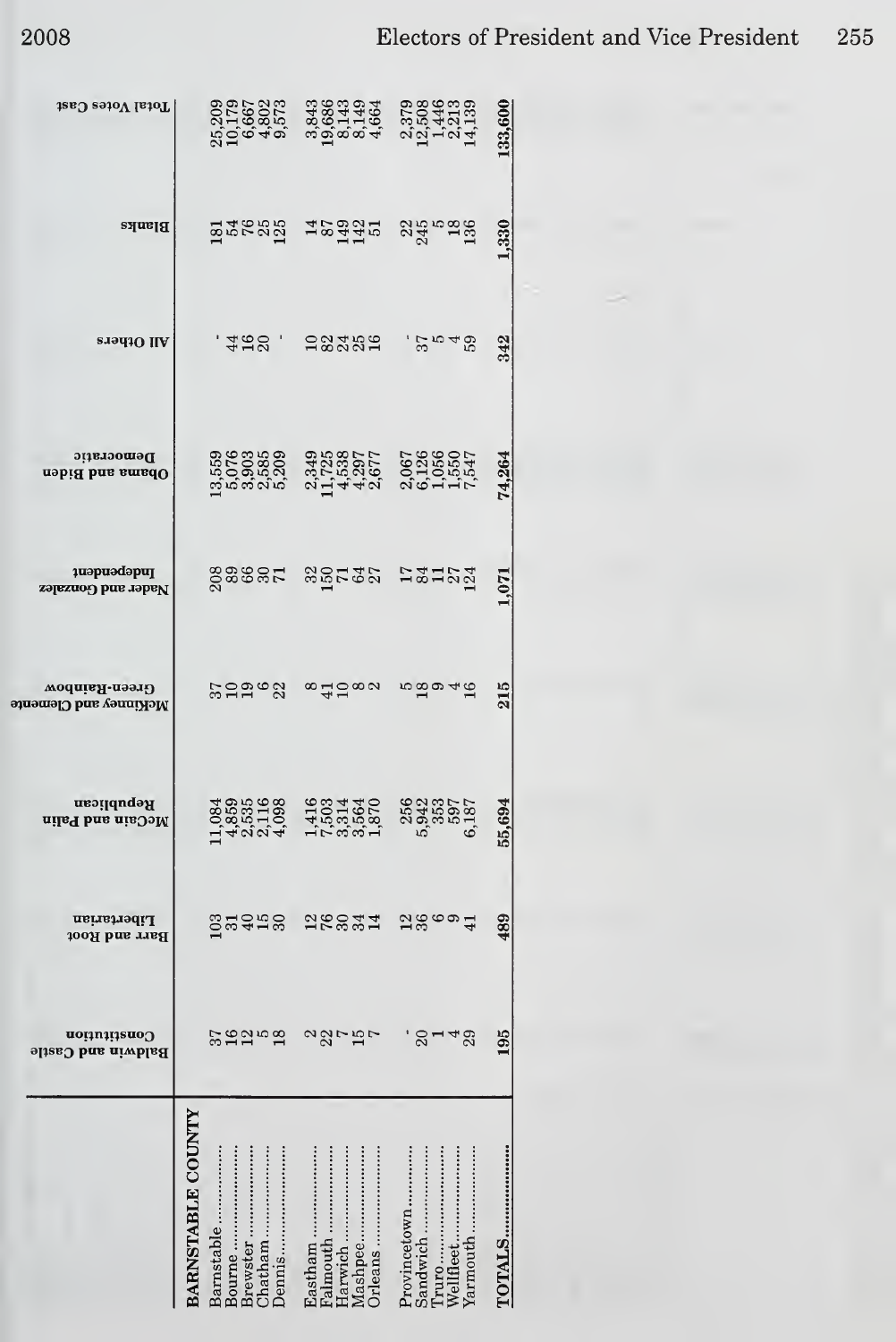| BARNSTABLE COUNTY | Baldwin and Castle Constitution | Barr and Root Libertarian | McCain and Palin Republican | McKinney and Clemente Green-Rainbow | Nader and Gonzalez Independent | Obama and Biden Democratic | All Others | Blanks | Total Votes Cast |
|---|---|---|---|---|---|---|---|---|---|
| Barnstable | 37 | 103 | 11,084 | 37 | 208 | 13,559 | - | 181 | 25,209 |
| Bourne | 16 | 31 | 4,859 | 10 | 89 | 5,076 | 44 | 54 | 10,179 |
| Brewster | 12 | 40 | 2,535 | 19 | 66 | 3,903 | 16 | 76 | 6,667 |
| Chatham | 5 | 15 | 2,116 | 6 | 30 | 2,585 | 20 | 25 | 4,802 |
| Dennis | 18 | 30 | 4,098 | 22 | 71 | 5,209 | - | 125 | 9,573 |
| Eastham | 2 | 12 | 1,416 | 8 | 32 | 2,349 | 10 | 14 | 3,843 |
| Falmouth | 22 | 76 | 7,503 | 41 | 150 | 11,725 | 82 | 87 | 19,686 |
| Harwich | 7 | 30 | 3,314 | 10 | 71 | 4,538 | 24 | 149 | 8,143 |
| Mashpee | 15 | 34 | 3,564 | 8 | 64 | 4,297 | 25 | 142 | 8,149 |
| Orleans | 7 | 14 | 1,870 | 2 | 27 | 2,677 | 16 | 51 | 4,664 |
| Provincetown | - | 12 | 256 | 5 | 17 | 2,067 | - | 22 | 2,379 |
| Sandwich | 20 | 36 | 5,942 | 18 | 84 | 6,126 | 37 | 245 | 12,508 |
| Truro | 1 | 6 | 353 | 9 | 11 | 1,056 | 5 | 5 | 1,446 |
| Wellfleet | 4 | 9 | 597 | 4 | 27 | 1,550 | 4 | 18 | 2,213 |
| Yarmouth | 29 | 41 | 6,187 | 16 | 124 | 7,547 | 59 | 136 | 14,139 |
| **TOTALS** | **195** | **489** | **55,694** | **215** | **1,071** | **74,264** | **342** | **1,330** | **133,600** |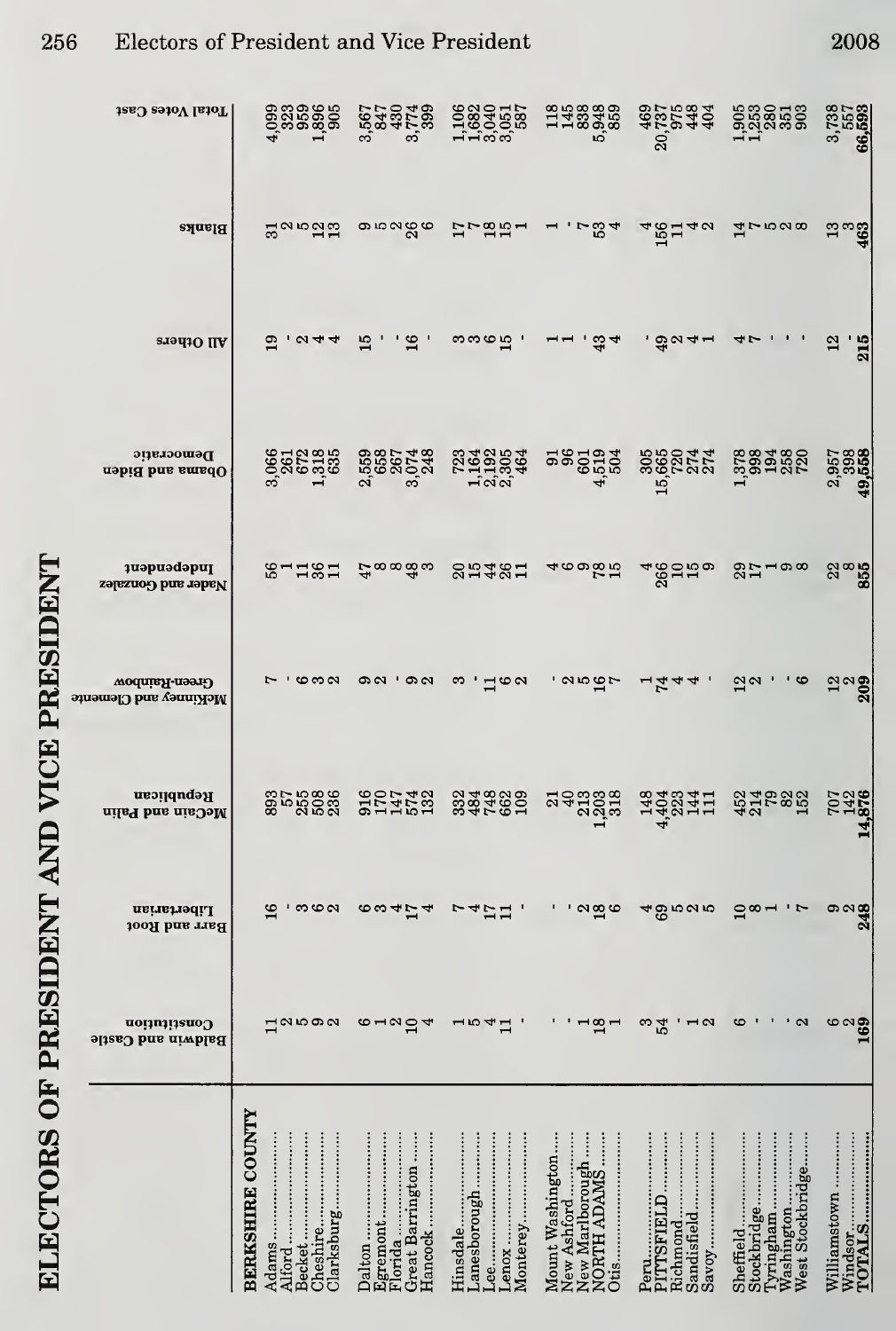# ELECTORS OF PRESIDENT AND VICE PRESIDENT

| BERKSHIRE COUNTY | Baldwin and Castle Constitution | Barr and Root Libertarian | McCain and Palin Republican | McKinney and Clemente Green-Rainbow | Nader and Gonzalez Independent | Obama and Biden Democratic | All Others | Blanks | Total Votes Cast |
|---|---|---|---|---|---|---|---|---|---|
| Adams | 11 | 16 | 893 | 7 | 56 | 3,066 | 19 | 31 | 4,099 |
| Alford | 2 | - | 57 | - | 1 | 261 | - | 2 | 323 |
| Becket | 5 | 3 | 255 | 6 | 11 | 672 | 2 | 5 | 959 |
| Cheshire | 9 | 6 | 508 | 3 | 36 | 1,318 | 4 | 12 | 1,896 |
| Clarksburg | 2 | 2 | 236 | 2 | 11 | 635 | 4 | 13 | 905 |
| Dalton | 6 | 6 | 916 | 9 | 47 | 2,559 | 15 | 9 | 3,567 |
| Egremont | 1 | 3 | 170 | 2 | 8 | 658 | - | 5 | 847 |
| Florida | 2 | 4 | 147 | - | 8 | 267 | - | 2 | 430 |
| Great Barrington | 10 | 17 | 574 | 9 | 48 | 3,074 | 16 | 26 | 3,774 |
| Hancock | 4 | 4 | 132 | 2 | 3 | 248 | - | 6 | 399 |
| Hinsdale | 1 | 7 | 332 | 3 | 20 | 723 | 3 | 17 | 1,106 |
| Lanesborough | 5 | 4 | 484 | - | 15 | 1,164 | 3 | 7 | 1,682 |
| Lee | 4 | 17 | 748 | 11 | 44 | 2,192 | 6 | 18 | 3,040 |
| Lenox | 11 | 11 | 662 | 6 | 26 | 2,305 | 15 | 15 | 3,051 |
| Monterey | - | - | 109 | 2 | 11 | 464 | - | 1 | 587 |
| Mount Washington | - | - | 21 | - | 4 | 91 | 1 | 1 | 118 |
| New Ashford | - | - | 40 | 2 | 6 | 96 | 1 | - | 145 |
| New Marlborough | 1 | 2 | 213 | 5 | 9 | 601 | - | 7 | 838 |
| NORTH ADAMS | 18 | 18 | 1,203 | 16 | 78 | 4,519 | 43 | 53 | 5,948 |
| Otis | 1 | 6 | 318 | 7 | 15 | 504 | 4 | 4 | 859 |
| Peru | 3 | 4 | 148 | 1 | 4 | 305 | - | 4 | 469 |
| PITTSFIELD | 54 | 69 | 4,404 | 74 | 266 | 15,665 | 49 | 156 | 20,737 |
| Richmond | - | 5 | 223 | 4 | 10 | 720 | 2 | 11 | 975 |
| Sandisfield | 1 | 2 | 144 | 4 | 15 | 274 | 4 | 4 | 448 |
| Savoy | 2 | 5 | 111 | - | 9 | 274 | 1 | 2 | 404 |
| Sheffield | 6 | 10 | 452 | 12 | 29 | 1,378 | 4 | 14 | 1,905 |
| Stockbridge | - | 8 | 214 | 2 | 17 | 998 | 7 | 7 | 1,253 |
| Tyringham | - | 1 | 79 | - | 1 | 194 | - | 5 | 280 |
| Washington | - | - | 82 | - | 9 | 258 | - | 2 | 351 |
| West Stockbridge | 2 | 7 | 152 | 6 | 8 | 720 | - | 8 | 903 |
| Williamstown | 6 | 9 | 707 | 12 | 22 | 2,957 | 12 | 13 | 3,738 |
| Windsor | 2 | 2 | 142 | 2 | 8 | 398 | - | 3 | 557 |
| TOTALS | 169 | 248 | 14,876 | 209 | 855 | 49,558 | 215 | 463 | 66,593 |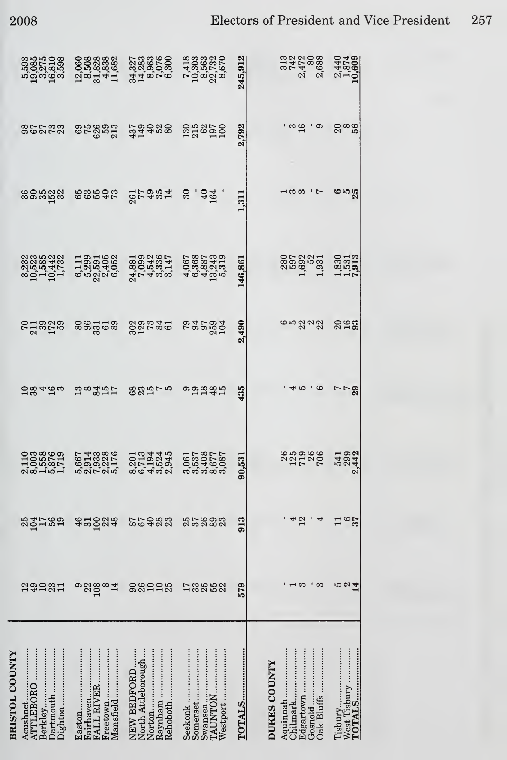| BRISTOL COUNTY | | | | | | | | | |
|---|---|---|---|---|---|---|---|---|---|
| Acushnet | 12 | 25 | 2,110 | 10 | 70 | 3,232 | 36 | 98 | 5,593 |
| ATTLEBORO | 49 | 104 | 8,003 | 38 | 211 | 10,523 | 90 | 67 | 19,085 |
| Berkley | 10 | 17 | 1,558 | 4 | 39 | 1,585 | 35 | 27 | 3,275 |
| Dartmouth | 23 | 56 | 5,876 | 16 | 172 | 10,442 | 152 | 73 | 16,810 |
| Dighton | 11 | 19 | 1,719 | 3 | 59 | 1,732 | 32 | 23 | 3,598 |
| Easton | 9 | 46 | 5,667 | 13 | 80 | 6,111 | 65 | 69 | 12,060 |
| Fairhaven | 22 | 31 | 2,914 | 8 | 96 | 5,299 | 63 | 75 | 8,508 |
| FALL RIVER | 108 | 100 | 7,933 | 84 | 331 | 22,591 | 55 | 626 | 31,828 |
| Freetown | 8 | 22 | 2,228 | 15 | 61 | 2,405 | 40 | 59 | 4,838 |
| Mansfield | 14 | 48 | 5,176 | 17 | 89 | 6,052 | 73 | 213 | 11,682 |
| NEW BEDFORD | 90 | 87 | 8,201 | 68 | 302 | 24,881 | 261 | 437 | 34,327 |
| North Attleborough | 26 | 67 | 6,713 | 23 | 129 | 7,099 | 77 | 149 | 14,283 |
| Norton | 10 | 40 | 4,194 | 15 | 73 | 4,542 | 49 | 40 | 8,963 |
| Raynham | 10 | 28 | 3,524 | 7 | 84 | 3,336 | 35 | 52 | 7,076 |
| Rehoboth | 25 | 23 | 2,945 | 5 | 61 | 3,147 | 14 | 80 | 6,300 |
| Seekonk | 17 | 25 | 3,061 | 9 | 79 | 4,067 | 30 | 130 | 7,418 |
| Somerset | 33 | 37 | 3,537 | 19 | 94 | 6,368 | - | 215 | 10,303 |
| Swansea | 25 | 26 | 3,408 | 18 | 97 | 4,887 | 40 | 62 | 8,563 |
| TAUNTON | 55 | 89 | 8,677 | 48 | 259 | 13,243 | 164 | 197 | 22,732 |
| Westport | 22 | 23 | 3,087 | 15 | 104 | 5,319 | - | 100 | 8,670 |
| **TOTALS** | **579** | **913** | **90,531** | **435** | **2,490** | **146,861** | **1,311** | **2,792** | **245,912** |

| DUKES COUNTY | | | | | | | | | |
|---|---|---|---|---|---|---|---|---|---|
| Aquinnah | - | - | 26 | - | 6 | 280 | 1 | - | 313 |
| Chilmark | 1 | 4 | 125 | 4 | 5 | 597 | 3 | 3 | 742 |
| Edgartown | 3 | 12 | 719 | 5 | 22 | 1,692 | 3 | 16 | 2,472 |
| Gosnold | - | - | 26 | - | 2 | 52 | - | - | 80 |
| Oak Bluffs | 3 | 4 | 706 | 6 | 22 | 1,931 | 7 | 9 | 2,688 |
| Tisbury | 5 | 11 | 541 | 7 | 20 | 1,830 | 6 | 20 | 2,440 |
| West Tisbury | 2 | 6 | 299 | 7 | 16 | 1,531 | 5 | 8 | 1,874 |
| **TOTALS** | **14** | **37** | **2,442** | **29** | **93** | **7,913** | **25** | **56** | **10,609** |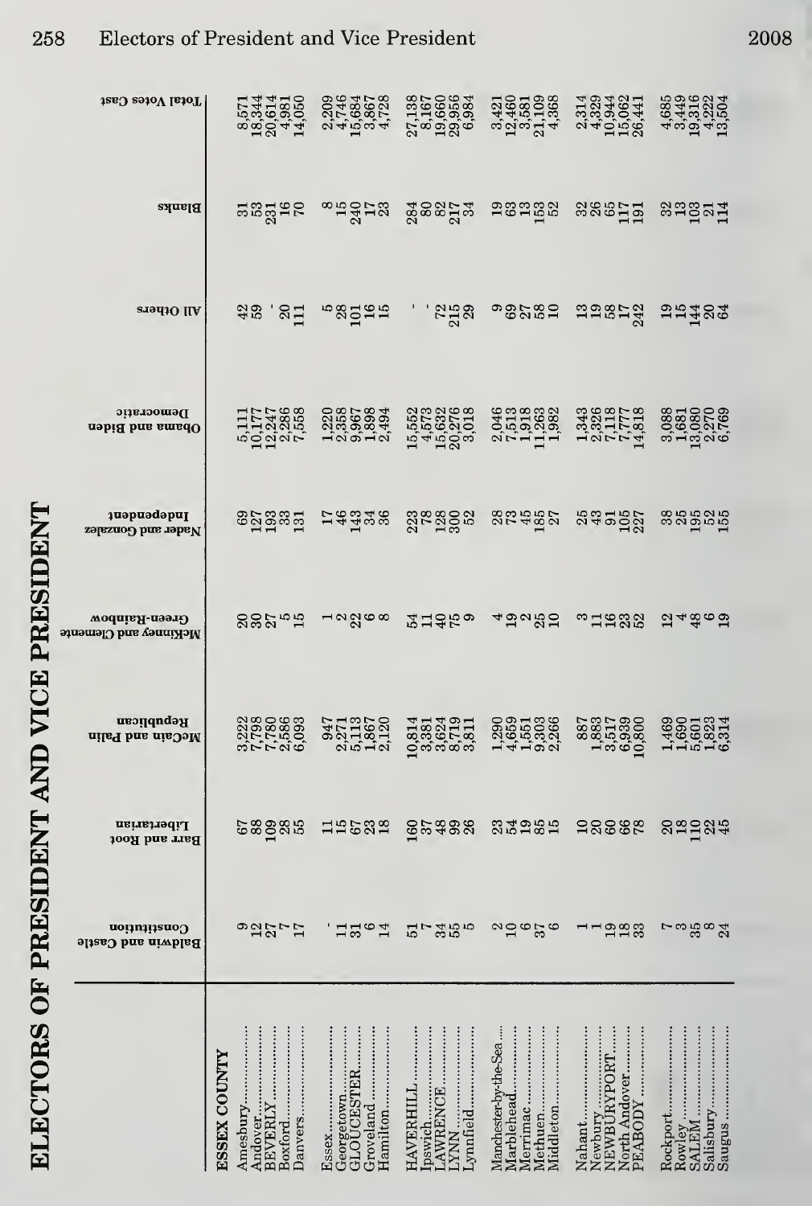# ELECTORS OF PRESIDENT AND VICE PRESIDENT

| | Baldwin and Castle Constitution | Barr and Root Libertarian | McCain and Palin Republican | McKinney and Clemente Green-Rainbow | Nader and Gonzalez Independent | Obama and Biden Democratic | All Others | Blanks | Total Votes Cast |
|---|---|---|---|---|---|---|---|---|---|
| **ESSEX COUNTY** | | | | | | | | | |
| Amesbury | 9 | 67 | 3,222 | 20 | 69 | 5,111 | 42 | 31 | 8,571 |
| Andover | 12 | 88 | 7,798 | 30 | 127 | 10,177 | 59 | 53 | 18,344 |
| BEVERLY | 27 | 109 | 7,780 | 27 | 193 | 12,247 | - | 231 | 20,614 |
| Boxford | 7 | 28 | 2,586 | 5 | 33 | 2,286 | 20 | 16 | 4,981 |
| Danvers | 17 | 55 | 6,093 | 15 | 131 | 7,558 | 111 | 70 | 14,050 |
| Essex | - | 11 | 947 | 1 | 17 | 1,220 | 5 | 8 | 2,209 |
| Georgetown | 11 | 15 | 2,271 | 2 | 46 | 2,358 | 28 | 15 | 4,746 |
| GLOUCESTER | 31 | 67 | 5,113 | 22 | 143 | 9,967 | 101 | 240 | 15,684 |
| Groveland | 6 | 23 | 1,867 | 6 | 34 | 1,898 | 16 | 17 | 3,867 |
| Hamilton | 14 | 18 | 2,120 | 8 | 36 | 2,494 | 15 | 23 | 4,728 |
| HAVERHILL | 51 | 160 | 10,814 | 54 | 223 | 15,552 | - | 284 | 27,138 |
| Ipswich | 7 | 37 | 3,381 | 11 | 78 | 4,573 | - | 80 | 8,167 |
| LAWRENCE | 34 | 48 | 3,624 | 40 | 128 | 15,632 | 72 | 82 | 19,660 |
| LYNN | 55 | 99 | 8,719 | 75 | 300 | 20,276 | 215 | 217 | 29,956 |
| Lynnfield | 5 | 26 | 3,811 | 9 | 52 | 3,018 | 29 | 34 | 6,984 |
| Manchester-by-the-Sea | 2 | 23 | 1,290 | 4 | 28 | 2,046 | 9 | 19 | 3,421 |
| Marblehead | 10 | 54 | 4,659 | 19 | 73 | 7,513 | 69 | 63 | 12,460 |
| Merrimac | 6 | 19 | 1,551 | 2 | 45 | 1,918 | 27 | 13 | 3,581 |
| Methuen | 37 | 85 | 9,303 | 25 | 185 | 11,263 | 58 | 153 | 21,109 |
| Middleton | 6 | 15 | 2,266 | 10 | 27 | 1,982 | 10 | 52 | 4,368 |
| Nahant | 1 | 10 | 887 | 3 | 25 | 1,343 | 13 | 32 | 2,314 |
| Newbury | 1 | 20 | 1,883 | 11 | 43 | 2,326 | 19 | 26 | 4,329 |
| NEWBURYPORT | 19 | 60 | 3,517 | 16 | 91 | 7,118 | 58 | 65 | 10,944 |
| North Andover | 18 | 66 | 6,939 | 23 | 105 | 7,777 | 17 | 117 | 15,062 |
| PEABODY | 33 | 78 | 10,800 | 52 | 227 | 14,818 | 242 | 191 | 26,441 |
| Rockport | 7 | 20 | 1,469 | 12 | 38 | 3,088 | 19 | 32 | 4,685 |
| Rowley | 3 | 18 | 1,690 | 4 | 25 | 1,681 | 15 | 13 | 3,449 |
| SALEM | 35 | 110 | 5,601 | 48 | 195 | 13,080 | 144 | 103 | 19,316 |
| Salisbury | 8 | 22 | 1,823 | 6 | 52 | 2,270 | 20 | 21 | 4,222 |
| Saugus | 24 | 45 | 6,314 | 19 | 155 | 6,769 | 64 | 114 | 13,504 |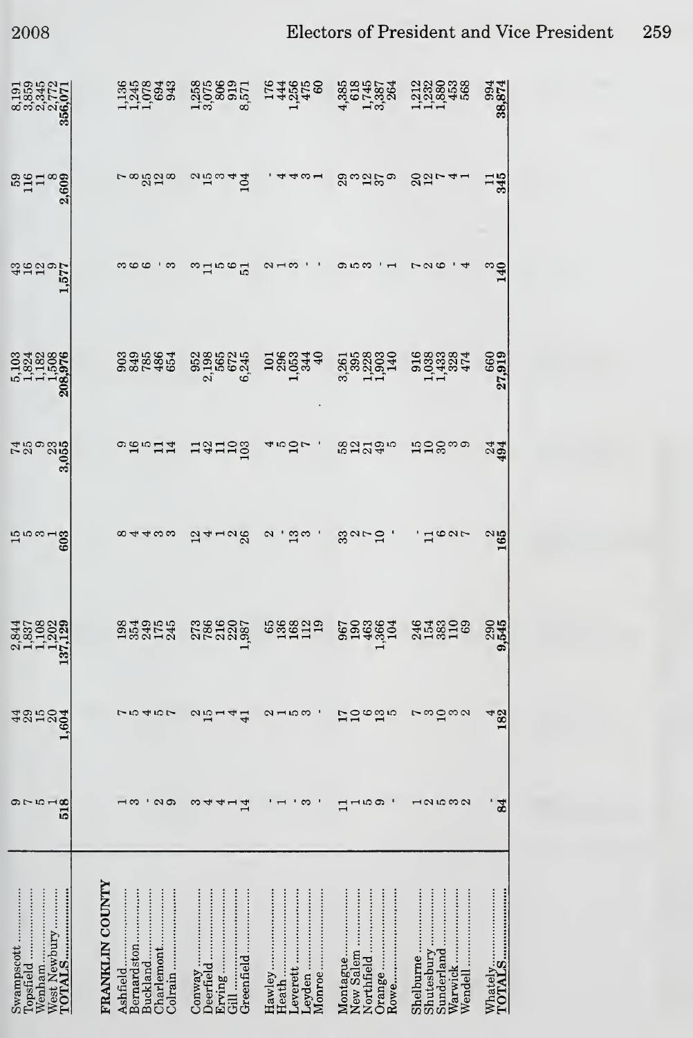| | | | | | | | | | |
|---|---|---|---|---|---|---|---|---|---|
| Swampscott | 9 | 44 | 2,844 | 15 | 74 | 5,103 | 43 | 59 | 8,191 |
| Topsfield | 7 | 29 | 1,837 | 5 | 25 | 1,824 | 16 | 116 | 3,859 |
| Wenham | 5 | 15 | 1,108 | 3 | 9 | 1,182 | 12 | 11 | 2,345 |
| West Newbury | 1 | 20 | 1,202 | 1 | 23 | 1,508 | 9 | 8 | 2,772 |
| **TOTALS** | 518 | 1,604 | 137,129 | 603 | 3,055 | 208,976 | 1,577 | 2,609 | 356,071 |
| | | | | | | | | | |
| **FRANKLIN COUNTY** | | | | | | | | | |
| Ashfield | 1 | 7 | 198 | 8 | 9 | 903 | 3 | 7 | 1,136 |
| Bernardston | 3 | 5 | 354 | 4 | 16 | 849 | 6 | 8 | 1,245 |
| Buckland | - | 4 | 249 | 4 | 5 | 785 | 6 | 25 | 1,078 |
| Charlemont | 2 | 5 | 175 | 3 | 11 | 486 | - | 12 | 694 |
| Colrain | 9 | 7 | 245 | 3 | 14 | 654 | 3 | 8 | 943 |
| Conway | 3 | 2 | 273 | 12 | 11 | 952 | 3 | 2 | 1,258 |
| Deerfield | 4 | 15 | 786 | 4 | 42 | 2,198 | 11 | 15 | 3,075 |
| Erving | 4 | 1 | 216 | 1 | 11 | 565 | 5 | 3 | 806 |
| Gill | 1 | 4 | 220 | 2 | 10 | 672 | 6 | 4 | 919 |
| Greenfield | 14 | 41 | 1,987 | 26 | 103 | 6,245 | 51 | 104 | 8,571 |
| Hawley | - | 2 | 65 | 2 | 4 | 101 | 2 | - | 176 |
| Heath | 1 | 1 | 136 | - | 5 | 296 | 1 | 4 | 444 |
| Leverett | - | 5 | 168 | 13 | 10 | 1,053 | 3 | 4 | 1,256 |
| Leyden | 3 | 3 | 112 | 3 | 7 | 344 | - | 3 | 475 |
| Monroe | - | - | 19 | - | - | 40 | - | 1 | 60 |
| Montague | 11 | 17 | 967 | 33 | 58 | 3,261 | 9 | 29 | 4,385 |
| New Salem | 1 | 10 | 190 | 2 | 12 | 395 | 5 | 3 | 618 |
| Northfield | 5 | 6 | 463 | 7 | 21 | 1,228 | 3 | 12 | 1,745 |
| Orange | 9 | 13 | 1,366 | 10 | 49 | 1,903 | - | 37 | 3,387 |
| Rowe | - | 5 | 104 | - | 5 | 140 | 1 | 9 | 264 |
| Shelburne | 1 | 7 | 246 | - | 15 | 916 | 7 | 20 | 1,212 |
| Shutesbury | 2 | 3 | 154 | 11 | 10 | 1,038 | 2 | 12 | 1,232 |
| Sunderland | 5 | 10 | 383 | 6 | 30 | 1,433 | 6 | 7 | 1,880 |
| Warwick | 3 | 3 | 110 | 2 | 3 | 328 | - | 4 | 453 |
| Wendell | 2 | 2 | 69 | 7 | 9 | 474 | 4 | 1 | 568 |
| Whately | - | 4 | 290 | 2 | 24 | 660 | 3 | 11 | 994 |
| **TOTALS** | 84 | 182 | 9,545 | 165 | 494 | 27,919 | 140 | 345 | 38,874 |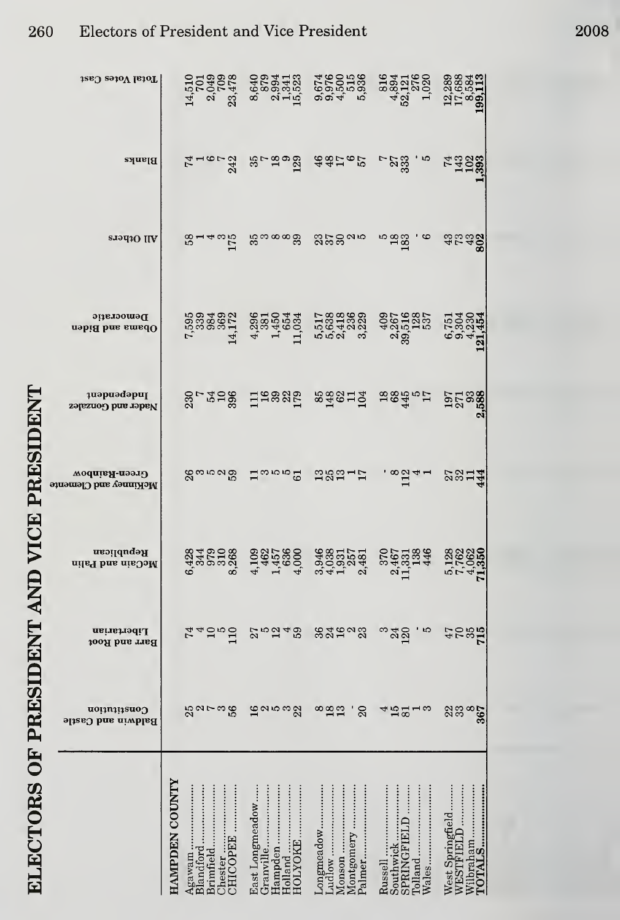# ELECTORS OF PRESIDENT AND VICE PRESIDENT

| HAMPDEN COUNTY | Baldwin and Castle Constitution | Barr and Root Libertarian | McCain and Palin Republican | McKinney and Clemente Green-Rainbow | Nader and Gonzalez Independent | Obama and Biden Democratic | All Others | Blanks | Total Votes Cast |
|---|---|---|---|---|---|---|---|---|---|
| Agawam | 25 | 74 | 6,428 | 26 | 230 | 7,595 | 58 | 74 | 14,510 |
| Blandford | 2 | 4 | 344 | 3 | 7 | 339 | 1 | 1 | 701 |
| Brimfield | 7 | 10 | 979 | 5 | 54 | 984 | 4 | 6 | 2,049 |
| Chester | 3 | 5 | 310 | 2 | 10 | 369 | 3 | 7 | 709 |
| CHICOPEE | 56 | 110 | 8,268 | 59 | 396 | 14,172 | 175 | 242 | 23,478 |
| East Longmeadow | 16 | 27 | 4,109 | 11 | 111 | 4,296 | 35 | 35 | 8,640 |
| Granville | 2 | 5 | 462 | 3 | 16 | 381 | 3 | 7 | 879 |
| Hampden | 5 | 12 | 1,457 | 5 | 39 | 1,450 | 8 | 18 | 2,994 |
| Holland | 3 | 4 | 636 | 5 | 22 | 654 | 8 | 9 | 1,341 |
| HOLYOKE | 22 | 59 | 4,000 | 61 | 179 | 11,034 | 39 | 129 | 15,523 |
| Longmeadow | 8 | 36 | 3,946 | 13 | 85 | 5,517 | 23 | 46 | 9,674 |
| Ludlow | 18 | 24 | 4,038 | 25 | 148 | 5,638 | 37 | 48 | 9,976 |
| Monson | 13 | 16 | 1,931 | 13 | 62 | 2,418 | 30 | 17 | 4,500 |
| Montgomery | - | 2 | 257 | 1 | 11 | 236 | 2 | 6 | 515 |
| Palmer | 20 | 23 | 2,481 | 17 | 104 | 3,229 | 5 | 57 | 5,936 |
| Russell | 4 | 3 | 370 | - | 18 | 409 | 5 | 7 | 816 |
| Southwick | 15 | 24 | 2,467 | 8 | 68 | 2,267 | 18 | 27 | 4,894 |
| SPRINGFIELD | 81 | 120 | 11,331 | 112 | 445 | 39,516 | 183 | 333 | 52,121 |
| Tolland | 1 | - | 138 | 4 | 5 | 128 | - | - | 276 |
| Wales | 3 | 5 | 446 | 1 | 17 | 537 | 6 | 5 | 1,020 |
| West Springfield | 22 | 47 | 5,128 | 27 | 197 | 6,751 | 43 | 74 | 12,289 |
| WESTFIELD | 33 | 70 | 7,762 | 32 | 271 | 9,304 | 73 | 143 | 17,688 |
| Wilbraham | 8 | 35 | 4,062 | 11 | 93 | 4,230 | 43 | 102 | 8,584 |
| TOTALS | 367 | 715 | 71,350 | 444 | 2,588 | 121,454 | 802 | 1,393 | 199,113 |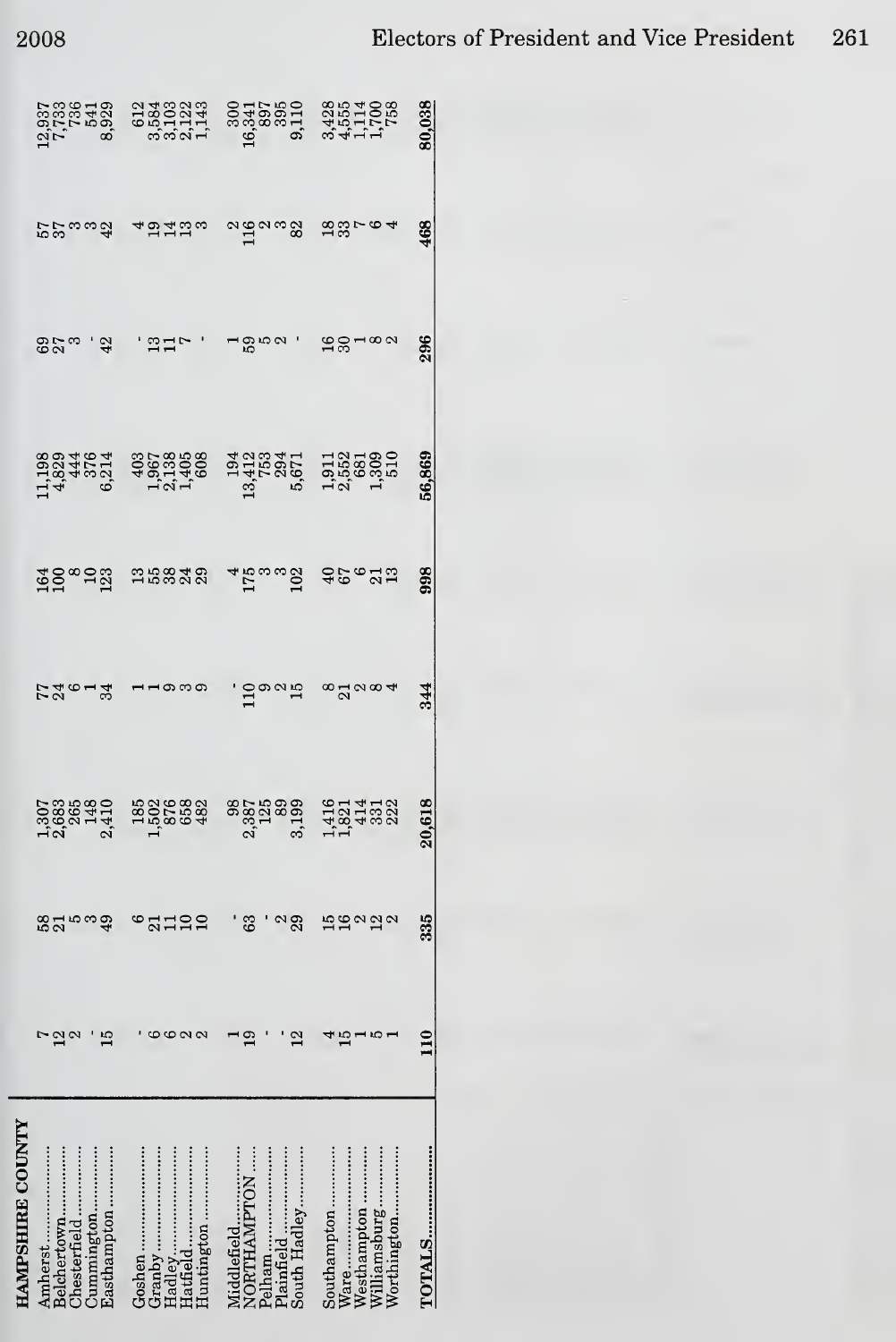| HAMPSHIRE COUNTY | | | | | | | | | |
|---|---|---|---|---|---|---|---|---|---|
| Amherst | 7 | 58 | 1,307 | 77 | 164 | 11,198 | 69 | 57 | 12,937 |
| Belchertown | 12 | 21 | 2,683 | 24 | 100 | 4,829 | 27 | 37 | 7,733 |
| Chesterfield | 2 | 5 | 265 | 6 | 8 | 444 | 3 | 3 | 736 |
| Cummington | - | 3 | 148 | 1 | 10 | 376 | - | 3 | 541 |
| Easthampton | 15 | 49 | 2,410 | 34 | 123 | 6,214 | 42 | 42 | 8,929 |
| Goshen | - | 6 | 185 | 1 | 13 | 403 | - | 4 | 612 |
| Granby | 6 | 21 | 1,502 | 1 | 55 | 1,967 | 13 | 19 | 3,584 |
| Hadley | 6 | 11 | 876 | 9 | 38 | 2,138 | 11 | 14 | 3,103 |
| Hatfield | 2 | 10 | 658 | 3 | 24 | 1,405 | 7 | 13 | 2,122 |
| Huntington | 2 | 10 | 482 | 9 | 29 | 608 | - | 3 | 1,143 |
| Middlefield | 1 | - | 98 | - | 4 | 194 | 1 | 2 | 300 |
| NORTHAMPTON | 19 | 63 | 2,387 | 110 | 175 | 13,412 | 59 | 116 | 16,341 |
| Pelham | - | - | 125 | 9 | 3 | 753 | 5 | 2 | 897 |
| Plainfield | - | 2 | 89 | 2 | 3 | 294 | 2 | 3 | 395 |
| South Hadley | 12 | 29 | 3,199 | 15 | 102 | 5,671 | - | 82 | 9,110 |
| Southampton | 4 | 15 | 1,416 | 8 | 40 | 1,911 | 16 | 18 | 3,428 |
| Ware | 15 | 16 | 1,821 | 21 | 67 | 2,552 | 30 | 33 | 4,555 |
| Westhampton | 1 | 2 | 414 | 2 | 6 | 681 | 1 | 7 | 1,114 |
| Williamsburg | 5 | 12 | 331 | 8 | 21 | 1,309 | 8 | 6 | 1,700 |
| Worthington | 1 | 2 | 222 | 4 | 13 | 510 | 2 | 4 | 758 |
| TOTALS | 110 | 335 | 20,618 | 344 | 998 | 56,869 | 296 | 468 | 80,038 |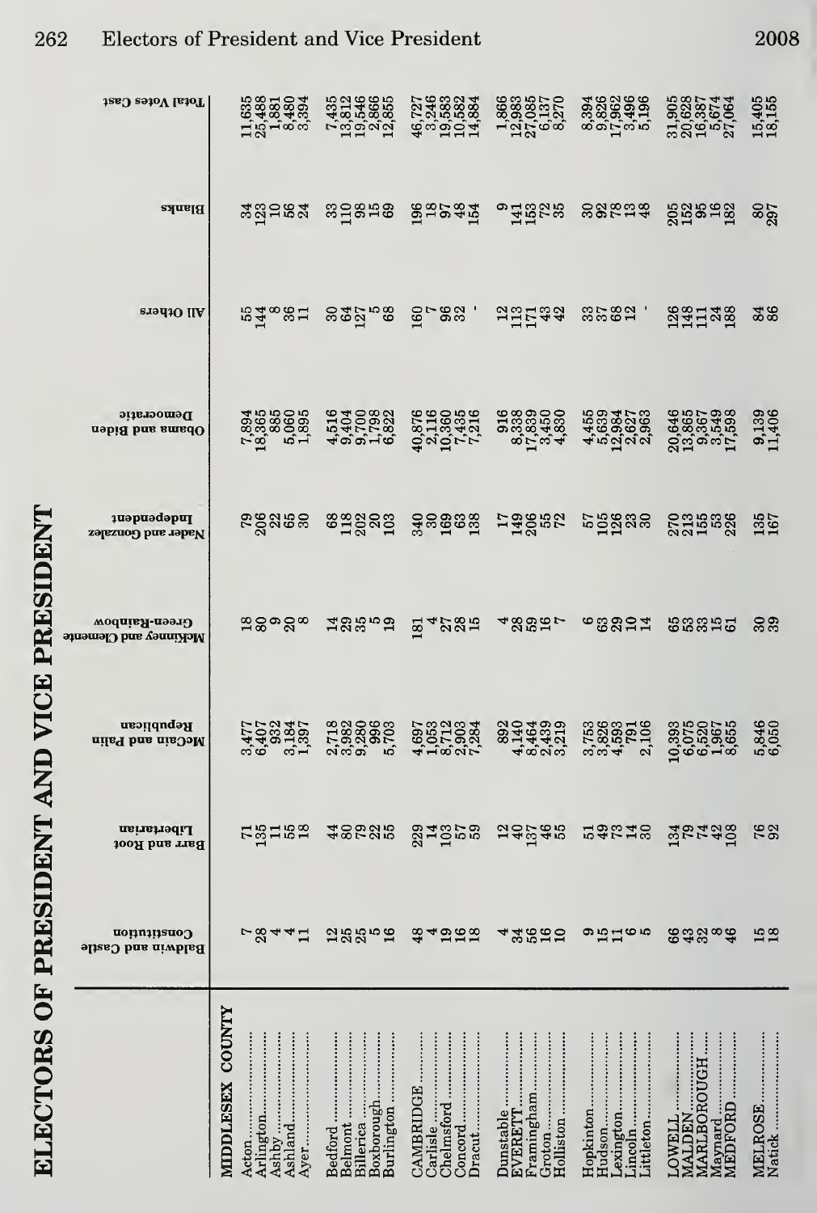# ELECTORS OF PRESIDENT AND VICE PRESIDENT

| | Baldwin and Castle Constitution | Barr and Root Libertarian | McCain and Palin Republican | Mckinney and Clemente Green-Rainbow | Nader and Gonzalez Independent | Obama and Biden Democratic | All Others | Blanks | Total Votes Cast |
|---|---|---|---|---|---|---|---|---|---|
| **MIDDLESEX COUNTY** | | | | | | | | | |
| Acton | 7 | 71 | 3,477 | 18 | 79 | 7,894 | 55 | 34 | 11,635 |
| Arlington | 28 | 135 | 6,407 | 80 | 206 | 18,365 | 144 | 123 | 25,488 |
| Ashby | 4 | 11 | 932 | 9 | 22 | 885 | 8 | 10 | 1,881 |
| Ashland | 4 | 55 | 3,184 | 20 | 65 | 5,060 | 36 | 56 | 8,480 |
| Ayer | 11 | 18 | 1,397 | 8 | 30 | 1,895 | 11 | 24 | 3,394 |
| Bedford | 12 | 44 | 2,718 | 14 | 68 | 4,516 | 30 | 33 | 7,435 |
| Belmont | 25 | 80 | 3,982 | 29 | 118 | 9,404 | 64 | 110 | 13,812 |
| Billerica | 25 | 79 | 9,280 | 35 | 202 | 9,700 | 127 | 98 | 19,546 |
| Boxborough | 5 | 22 | 996 | 5 | 20 | 1,798 | 5 | 15 | 2,866 |
| Burlington | 16 | 55 | 5,703 | 19 | 103 | 6,822 | 68 | 69 | 12,855 |
| CAMBRIDGE | 48 | 229 | 4,697 | 181 | 340 | 40,876 | 160 | 196 | 46,727 |
| Carlisle | 4 | 14 | 1,053 | 4 | 30 | 2,116 | 7 | 18 | 3,246 |
| Chelmsford | 19 | 103 | 8,712 | 27 | 169 | 10,360 | 96 | 97 | 19,583 |
| Concord | 16 | 57 | 2,903 | 28 | 63 | 7,435 | 32 | 48 | 10,582 |
| Dracut | 18 | 59 | 7,284 | 15 | 138 | 7,216 | - | 154 | 14,884 |
| Dunstable | 4 | 12 | 892 | 4 | 17 | 916 | 12 | 9 | 1,866 |
| EVERETT | 34 | 40 | 4,140 | 28 | 149 | 8,338 | 113 | 141 | 12,983 |
| Framingham | 56 | 137 | 8,464 | 59 | 206 | 17,839 | 171 | 153 | 27,085 |
| Groton | 16 | 46 | 2,439 | 16 | 55 | 3,450 | 43 | 72 | 6,137 |
| Holliston | 10 | 55 | 3,219 | 7 | 72 | 4,830 | 42 | 35 | 8,270 |
| Hopkinton | 9 | 51 | 3,753 | 6 | 57 | 4,455 | 33 | 30 | 8,394 |
| Hudson | 15 | 49 | 3,826 | 63 | 105 | 5,639 | 37 | 92 | 9,826 |
| Lexington | 11 | 73 | 4,593 | 29 | 126 | 12,984 | 68 | 78 | 17,962 |
| Lincoln | 6 | 14 | 791 | 10 | 23 | 2,627 | 12 | 13 | 3,496 |
| Littleton | 5 | 30 | 2,106 | 14 | 30 | 2,963 | - | 48 | 5,196 |
| LOWELL | 66 | 134 | 10,393 | 65 | 270 | 20,646 | 126 | 205 | 31,905 |
| MALDEN | 43 | 79 | 6,075 | 53 | 213 | 13,865 | 148 | 152 | 20,628 |
| MARLBOROUGH | 32 | 74 | 6,520 | 33 | 155 | 9,367 | 111 | 95 | 16,387 |
| Maynard | 8 | 42 | 1,967 | 15 | 53 | 3,549 | 24 | 16 | 5,674 |
| MEDFORD | 46 | 108 | 8,655 | 61 | 226 | 17,598 | 188 | 182 | 27,064 |
| MELROSE | 15 | 76 | 5,846 | 30 | 135 | 9,139 | 84 | 80 | 15,405 |
| Natick | 18 | 92 | 6,050 | 39 | 167 | 11,406 | 86 | 297 | 18,155 |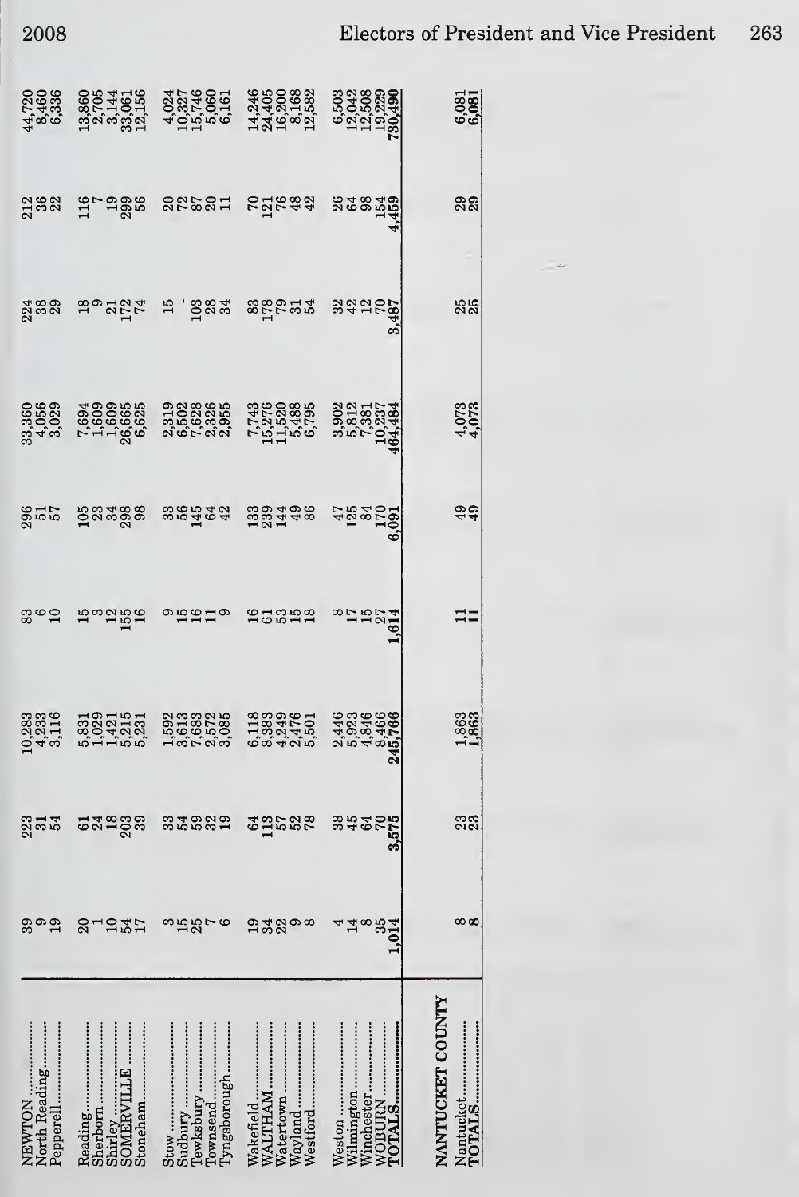| | | | | | | | | | |
|---|---|---|---|---|---|---|---|---|---|
| NEWTON | 39 | 223 | 10,283 | 83 | 296 | 33,360 | 224 | 212 | 44,720 |
| North Reading | 9 | 31 | 4,233 | 6 | 51 | 4,056 | 38 | 36 | 8,460 |
| Pepperell | 19 | 54 | 3,116 | 10 | 57 | 3,029 | 29 | 22 | 6,336 |
| Reading | 20 | 61 | 5,831 | 15 | 105 | 7,694 | 18 | 116 | 13,860 |
| Sherborn | 1 | 24 | 1,029 | 3 | 23 | 1,609 | 9 | 7 | 2,705 |
| Shirley | 10 | 18 | 1,421 | 12 | 34 | 1,609 | 21 | 19 | 3,144 |
| SOMERVILLE | 54 | 203 | 5,215 | 155 | 298 | 26,665 | 172 | 299 | 33,061 |
| Stoneham | 17 | 39 | 5,231 | 16 | 98 | 6,625 | 74 | 56 | 12,156 |
| Stow | 3 | 33 | 1,592 | 9 | 33 | 2,319 | 15 | 20 | 4,024 |
| Sudbury | 15 | 54 | 3,613 | 15 | 56 | 6,502 | . | 72 | 10,327 |
| Tewksbury | 25 | 59 | 7,683 | 16 | 145 | 7,628 | 103 | 87 | 15,746 |
| Townsend | 7 | 32 | 2,572 | 11 | 64 | 2,326 | 28 | 20 | 5,060 |
| Tyngsborough | 6 | 19 | 3,085 | 9 | 42 | 2,955 | 34 | 11 | 6,161 |
| Wakefield | 19 | 64 | 6,118 | 16 | 133 | 7,743 | 83 | 70 | 14,246 |
| WALTHAM | 34 | 113 | 8,383 | 61 | 239 | 15,276 | 178 | 121 | 24,405 |
| Watertown | 22 | 57 | 4,249 | 53 | 144 | 11,520 | 79 | 76 | 16,200 |
| Wayland | 9 | 52 | 2,476 | 15 | 49 | 5,488 | 31 | 48 | 8,168 |
| Westford | 8 | 78 | 5,501 | 18 | 86 | 6,795 | 54 | 42 | 12,582 |
| Weston | 4 | 38 | 2,446 | 8 | 47 | 3,902 | 32 | 26 | 6,503 |
| Wilmington | 14 | 45 | 5,923 | 17 | 125 | 5,812 | 42 | 64 | 12,042 |
| Winchester | 8 | 64 | 4,846 | 15 | 84 | 7,381 | 12 | 98 | 12,508 |
| WOBURN | 35 | 70 | 8,466 | 27 | 170 | 10,237 | 70 | 154 | 19,229 |
| **TOTALS** | **1,014** | **3,575** | **245,766** | **1,614** | **6,091** | **464,484** | **3,487** | **4,459** | **730,490** |
| **NANTUCKET COUNTY** | | | | | | | | | |
| Nantucket | 8 | 23 | 1,863 | 11 | 49 | 4,073 | 25 | 29 | 6,081 |
| **TOTALS** | **8** | **23** | **1,863** | **11** | **49** | **4,073** | **25** | **29** | **6,081** |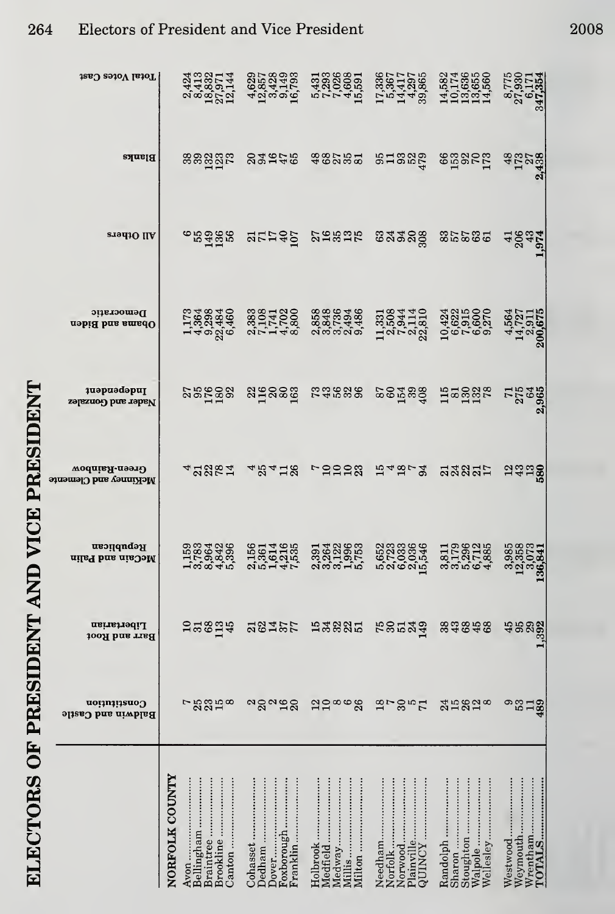# ELECTORS OF PRESIDENT AND VICE PRESIDENT

| NORFOLK COUNTY | Baldwin and Castle Constitution | Barr and Root Libertarian | McCain and Palin Republican | McKinney and Clemente Green-Rainbow | Nader and Gonzalez Independent | Obama and Biden Democratic | All Others | Blanks | Total Votes Cast |
|---|---|---|---|---|---|---|---|---|---|
| Avon | 7 | 10 | 1,159 | 4 | 27 | 1,173 | 6 | 38 | 2,424 |
| Bellingham | 25 | 31 | 3,783 | 21 | 95 | 4,364 | 55 | 39 | 8,413 |
| Braintree | 23 | 68 | 8,964 | 22 | 176 | 9,298 | 149 | 132 | 18,832 |
| Brookline | 15 | 113 | 4,842 | 78 | 180 | 22,484 | 136 | 123 | 27,971 |
| Canton | 8 | 45 | 5,396 | 14 | 92 | 6,460 | 56 | 73 | 12,144 |
| Cohasset | 2 | 21 | 2,156 | 4 | 22 | 2,383 | 21 | 20 | 4,629 |
| Dedham | 20 | 62 | 5,361 | 25 | 116 | 7,108 | 71 | 94 | 12,857 |
| Dover | 2 | 14 | 1,614 | 4 | 20 | 1,741 | 17 | 16 | 3,428 |
| Foxborough | 16 | 37 | 4,216 | 11 | 80 | 4,702 | 40 | 47 | 9,149 |
| Franklin | 20 | 77 | 7,535 | 26 | 163 | 8,800 | 107 | 65 | 16,793 |
| Holbrook | 12 | 15 | 2,391 | 7 | 73 | 2,858 | 27 | 48 | 5,431 |
| Medfield | 10 | 34 | 3,264 | 10 | 43 | 3,848 | 16 | 68 | 7,293 |
| Medway | 8 | 32 | 3,122 | 10 | 56 | 3,736 | 35 | 27 | 7,026 |
| Millis | 6 | 22 | 1,996 | 10 | 32 | 2,494 | 13 | 35 | 4,608 |
| Milton | 26 | 51 | 5,753 | 23 | 96 | 9,486 | 75 | 81 | 15,591 |
| Needham | 18 | 75 | 5,652 | 15 | 87 | 11,331 | 63 | 95 | 17,336 |
| Norfolk | 7 | 30 | 2,723 | 4 | 60 | 2,508 | 24 | 11 | 5,367 |
| Norwood | 30 | 51 | 6,033 | 18 | 154 | 7,944 | 94 | 93 | 14,417 |
| Plainville | 5 | 24 | 2,036 | 7 | 39 | 2,114 | 20 | 52 | 4,297 |
| QUINCY | 71 | 149 | 15,546 | 94 | 408 | 22,810 | 308 | 479 | 39,865 |
| Randolph | 24 | 38 | 3,811 | 21 | 115 | 10,424 | 83 | 66 | 14,582 |
| Sharon | 15 | 43 | 3,179 | 24 | 81 | 6,622 | 57 | 153 | 10,174 |
| Stoughton | 26 | 68 | 5,296 | 22 | 130 | 7,915 | 87 | 92 | 13,636 |
| Walpole | 12 | 45 | 6,712 | 21 | 132 | 6,600 | 63 | 70 | 13,655 |
| Wellesley | 8 | 68 | 4,885 | 17 | 78 | 9,270 | 61 | 173 | 14,560 |
| Westwood | 9 | 45 | 3,985 | 12 | 71 | 4,564 | 41 | 48 | 8,775 |
| Weymouth | 53 | 95 | 12,358 | 43 | 275 | 14,727 | 206 | 173 | 27,930 |
| Wrentham | 11 | 29 | 3,073 | 13 | 64 | 2,911 | 43 | 27 | 6,171 |
| TOTALS | 489 | 1,392 | 136,841 | 580 | 2,965 | 200,675 | 1,974 | 2,438 | 347,354 |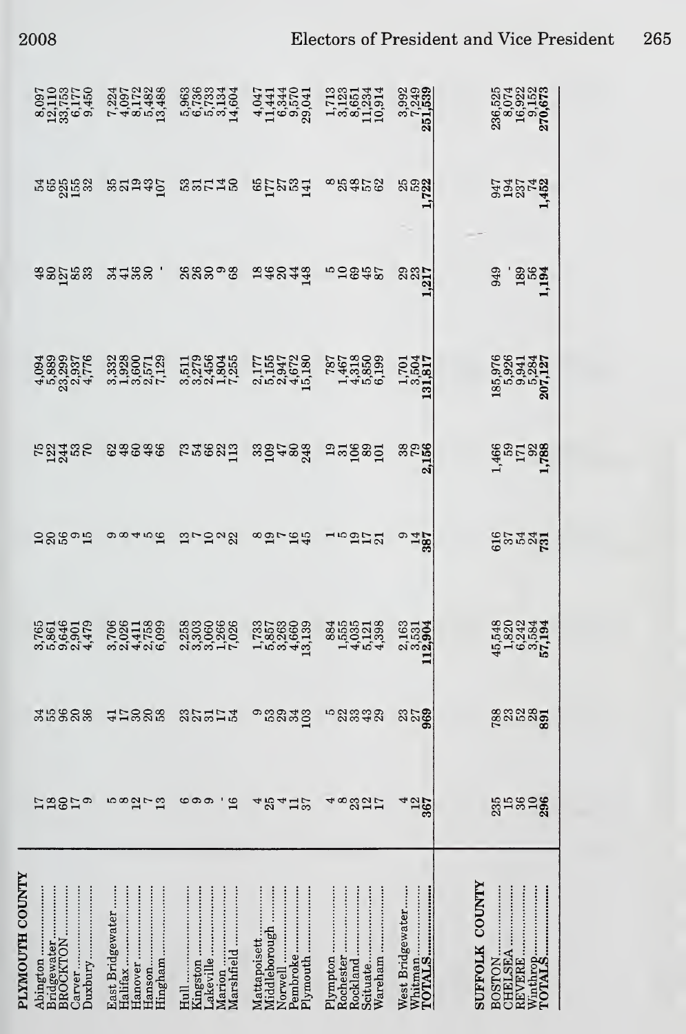| PLYMOUTH COUNTY | | | | | | | | | |
|---|---|---|---|---|---|---|---|---|---|
| Abington | 17 | 34 | 3,765 | 10 | 75 | 4,094 | 48 | 54 | 8,097 |
| Bridgewater | 18 | 55 | 5,861 | 20 | 122 | 5,889 | 80 | 65 | 12,110 |
| BROCKTON | 60 | 96 | 9,646 | 56 | 244 | 23,299 | 127 | 225 | 33,753 |
| Carver | 17 | 20 | 2,901 | 9 | 53 | 2,937 | 85 | 155 | 6,177 |
| Duxbury | 9 | 36 | 4,479 | 15 | 70 | 4,776 | 33 | 32 | 9,450 |
| East Bridgewater | 5 | 41 | 3,706 | 9 | 62 | 3,332 | 34 | 35 | 7,224 |
| Halifax | 8 | 17 | 2,026 | 8 | 48 | 1,928 | 41 | 21 | 4,097 |
| Hanover | 12 | 30 | 4,411 | 4 | 60 | 3,600 | 36 | 19 | 8,172 |
| Hanson | 7 | 20 | 2,758 | 5 | 48 | 2,571 | 30 | 43 | 5,482 |
| Hingham | 13 | 58 | 6,099 | 16 | 66 | 7,129 | - | 107 | 13,488 |
| Hull | 6 | 23 | 2,258 | 13 | 73 | 3,511 | 26 | 53 | 5,963 |
| Kingston | 9 | 27 | 3,303 | 7 | 54 | 3,279 | 26 | 31 | 6,736 |
| Lakeville | 9 | 31 | 3,060 | 10 | 66 | 2,456 | 30 | 71 | 5,733 |
| Marion | - | 17 | 1,266 | 2 | 22 | 1,804 | 9 | 14 | 3,134 |
| Marshfield | 16 | 54 | 7,026 | 22 | 113 | 7,255 | 68 | 50 | 14,604 |
| Mattapoisett | 4 | 9 | 1,733 | 8 | 33 | 2,177 | 18 | 65 | 4,047 |
| Middleborough | 25 | 53 | 5,857 | 19 | 109 | 5,155 | 46 | 177 | 11,441 |
| Norwell | 4 | 29 | 3,263 | 7 | 47 | 2,947 | 20 | 27 | 6,344 |
| Pembroke | 11 | 34 | 4,660 | 16 | 80 | 4,672 | 44 | 53 | 9,570 |
| Plymouth | 37 | 103 | 13,139 | 45 | 248 | 15,180 | 148 | 141 | 29,041 |
| Plympton | 4 | 5 | 884 | 1 | 19 | 787 | 5 | 8 | 1,713 |
| Rochester | 8 | 22 | 1,555 | 5 | 31 | 1,467 | 10 | 25 | 3,123 |
| Rockland | 23 | 33 | 4,035 | 19 | 106 | 4,318 | 69 | 48 | 8,651 |
| Scituate | 12 | 43 | 5,121 | 17 | 89 | 5,850 | 45 | 57 | 11,234 |
| Wareham | 17 | 29 | 4,398 | 21 | 101 | 6,199 | 87 | 62 | 10,914 |
| West Bridgewater | 4 | 23 | 2,163 | 9 | 38 | 1,701 | 29 | 25 | 3,992 |
| Whitman | 12 | 27 | 3,531 | 14 | 79 | 3,504 | 23 | 59 | 7,249 |
| **TOTALS** | **367** | **969** | **112,904** | **387** | **2,156** | **131,817** | **1,217** | **1,722** | **251,539** |

| SUFFOLK COUNTY | | | | | | | | | |
|---|---|---|---|---|---|---|---|---|---|
| BOSTON | 235 | 788 | 45,548 | 616 | 1,466 | 185,976 | 949 | 947 | 236,525 |
| CHELSEA | 15 | 23 | 1,820 | 37 | 59 | 5,926 | - | 194 | 8,074 |
| REVERE | 36 | 52 | 6,242 | 54 | 171 | 9,941 | 189 | 237 | 16,922 |
| Winthrop | 10 | 28 | 3,584 | 24 | 92 | 5,284 | 56 | 74 | 9,152 |
| **TOTALS** | **296** | **891** | **57,194** | **731** | **1,788** | **207,127** | **1,194** | **1,452** | **270,673** |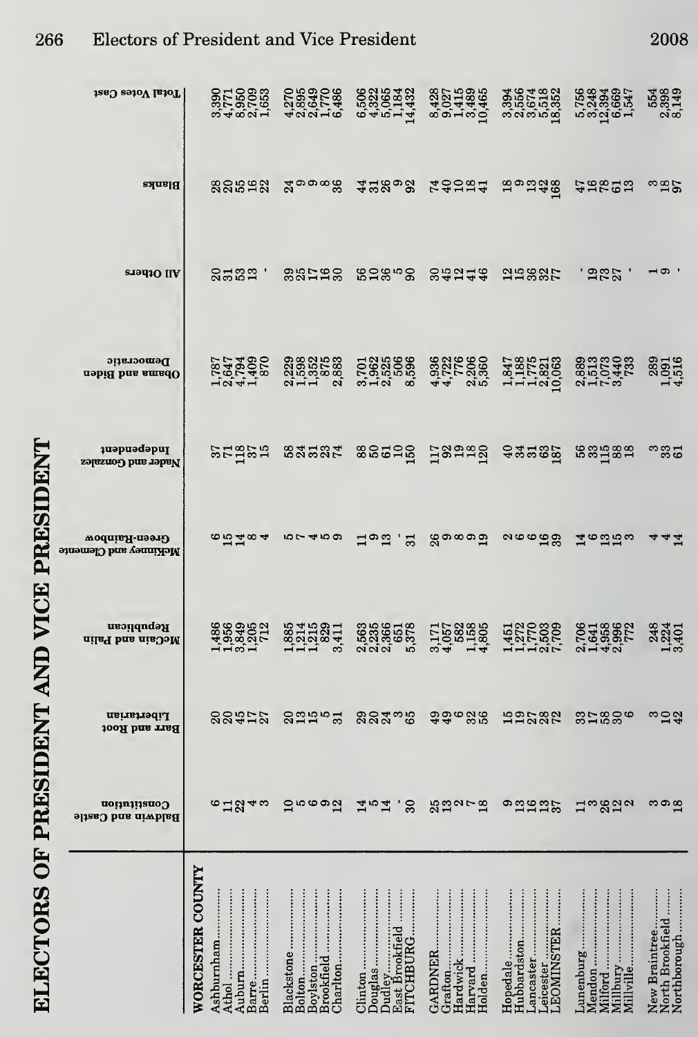# ELECTORS OF PRESIDENT AND VICE PRESIDENT

| | Baldwin and Castle Constitution | Barr and Root Libertarian | McCain and Palin Republican | McKinney and Clemente Green-Rainbow | Nader and Gonzalez Independent | Obama and Biden Democratic | All Others | Blanks | Total Votes Cast |
|---|---|---|---|---|---|---|---|---|---|
| WORCESTER COUNTY | | | | | | | | | |
| Ashburnham | 6 | 20 | 1,486 | 6 | 37 | 1,787 | 20 | 28 | 3,390 |
| Athol | 11 | 20 | 1,956 | 15 | 71 | 2,647 | 31 | 20 | 4,771 |
| Auburn | 22 | 45 | 3,849 | 14 | 118 | 4,794 | 53 | 55 | 8,950 |
| Barre | 4 | 17 | 1,205 | 8 | 37 | 1,409 | 13 | 16 | 2,709 |
| Berlin | 3 | 27 | 712 | 4 | 15 | 870 | - | 22 | 1,653 |
| Blackstone | 10 | 20 | 1,885 | 5 | 58 | 2,229 | 39 | 24 | 4,270 |
| Bolton | 5 | 13 | 1,214 | 7 | 24 | 1,598 | 25 | 9 | 2,895 |
| Boylston | 6 | 15 | 1,215 | 4 | 31 | 1,352 | 17 | 9 | 2,649 |
| Brookfield | 9 | 5 | 829 | 5 | 23 | 875 | 16 | 8 | 1,770 |
| Charlton | 12 | 31 | 3,411 | 9 | 74 | 2,883 | 30 | 36 | 6,486 |
| Clinton | 14 | 29 | 2,563 | 11 | 88 | 3,701 | 56 | 44 | 6,506 |
| Douglas | 5 | 20 | 2,235 | 9 | 50 | 1,962 | 10 | 31 | 4,322 |
| Dudley | 14 | 24 | 2,366 | 13 | 61 | 2,525 | 36 | 26 | 5,065 |
| East Brookfield | - | 3 | 651 | - | 10 | 506 | 5 | 9 | 1,184 |
| FITCHBURG | 30 | 65 | 5,378 | 31 | 150 | 8,596 | 90 | 92 | 14,432 |
| GARDNER | 25 | 49 | 3,171 | 26 | 117 | 4,936 | 30 | 74 | 8,428 |
| Grafton | 13 | 49 | 4,057 | 9 | 92 | 4,722 | 45 | 40 | 9,027 |
| Hardwick | 2 | 6 | 582 | 8 | 19 | 776 | 12 | 10 | 1,415 |
| Harvard | 7 | 32 | 1,158 | 9 | 18 | 2,206 | 41 | 18 | 3,489 |
| Holden | 18 | 56 | 4,805 | 19 | 120 | 5,360 | 46 | 41 | 10,465 |
| Hopedale | 9 | 15 | 1,451 | 2 | 40 | 1,847 | 12 | 18 | 3,394 |
| Hubbardston | 13 | 19 | 1,272 | 6 | 34 | 1,188 | 15 | 9 | 2,556 |
| Lancaster | 16 | 27 | 1,770 | 6 | 31 | 1,775 | 36 | 13 | 3,674 |
| Leicester | 13 | 28 | 2,503 | 16 | 63 | 2,821 | 32 | 42 | 5,518 |
| LEOMINSTER | 37 | 72 | 7,709 | 39 | 187 | 10,063 | 77 | 168 | 18,352 |
| Lunenburg | 11 | 33 | 2,706 | 14 | 56 | 2,889 | - | 47 | 5,756 |
| Mendon | 3 | 17 | 1,641 | 6 | 33 | 1,513 | 19 | 16 | 3,248 |
| Milford | 26 | 58 | 4,958 | 13 | 115 | 7,073 | 73 | 78 | 12,394 |
| Millbury | 12 | 30 | 2,996 | 15 | 88 | 3,440 | 27 | 61 | 6,669 |
| Millville | 2 | 6 | 772 | 3 | 18 | 733 | - | 13 | 1,547 |
| New Braintree | 3 | 3 | 248 | 4 | 3 | 289 | 1 | 3 | 554 |
| North Brookfield | 9 | 10 | 1,224 | 4 | 33 | 1,091 | 9 | 18 | 2,398 |
| Northborough | 18 | 42 | 3,401 | 14 | 61 | 4,516 | - | 97 | 8,149 |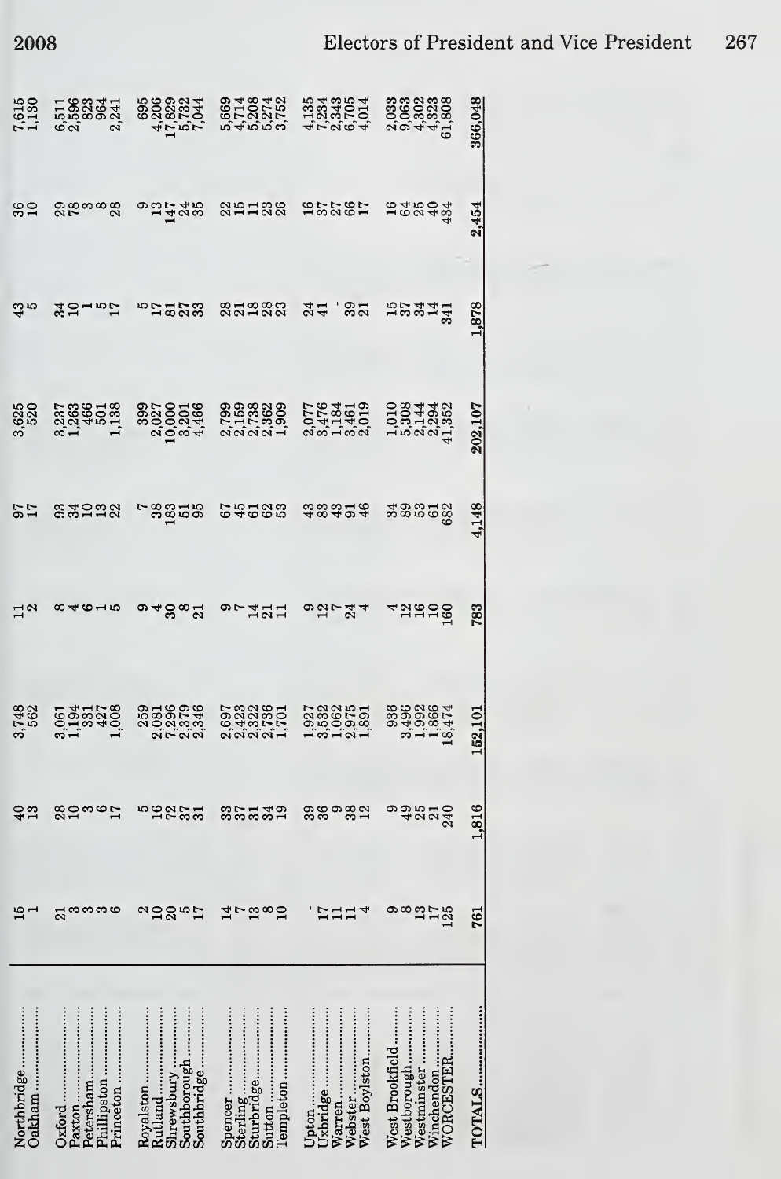| | | | | | | | | | |
|---|---|---|---|---|---|---|---|---|---|
| Northbridge | 15 | 40 | 3,748 | 11 | 97 | 3,625 | 43 | 36 | 7,615 |
| Oakham | 1 | 13 | 562 | 2 | 17 | 520 | 5 | 10 | 1,130 |
| Oxford | 21 | 28 | 3,061 | 8 | 93 | 3,237 | 34 | 29 | 6,511 |
| Paxton | 3 | 10 | 1,194 | 4 | 34 | 1,263 | 10 | 78 | 2,596 |
| Petersham | 3 | 3 | 331 | 6 | 10 | 466 | 1 | 3 | 823 |
| Phillipston | 3 | 6 | 427 | 1 | 13 | 501 | 5 | 8 | 964 |
| Princeton | 6 | 17 | 1,008 | 5 | 22 | 1,138 | 17 | 28 | 2,241 |
| Royalston | 2 | 5 | 259 | 9 | 7 | 399 | 5 | 9 | 695 |
| Rutland | 10 | 16 | 2,081 | 4 | 38 | 2,027 | 17 | 13 | 4,206 |
| Shrewsbury | 20 | 72 | 7,296 | 30 | 183 | 10,000 | 81 | 147 | 17,829 |
| Southborough | 5 | 37 | 2,379 | 8 | 51 | 3,201 | 27 | 24 | 5,732 |
| Southbridge | 17 | 31 | 2,346 | 21 | 95 | 4,466 | 33 | 35 | 7,044 |
| Spencer | 14 | 33 | 2,697 | 9 | 67 | 2,799 | 28 | 22 | 5,669 |
| Sterling | 7 | 37 | 2,423 | 7 | 45 | 2,159 | 21 | 15 | 4,714 |
| Sturbridge | 13 | 31 | 2,322 | 14 | 61 | 2,738 | 18 | 11 | 5,208 |
| Sutton | 8 | 34 | 2,736 | 21 | 62 | 2,362 | 28 | 23 | 5,274 |
| Templeton | 10 | 19 | 1,701 | 11 | 53 | 1,909 | 23 | 26 | 3,752 |
| Upton | | 39 | 1,927 | 9 | 43 | 2,077 | 24 | 16 | 4,135 |
| Uxbridge | 17 | 36 | 3,532 | 12 | 83 | 3,476 | 41 | 37 | 7,234 |
| Warren | 11 | 9 | 1,062 | 7 | 43 | 1,184 | | 27 | 2,343 |
| Webster | 11 | 38 | 2,975 | 24 | 91 | 3,461 | 39 | 66 | 6,705 |
| West Boylston | 4 | 12 | 1,891 | 4 | 46 | 2,019 | 21 | 17 | 4,014 |
| West Brookfield | 9 | 9 | 936 | 4 | 34 | 1,010 | 15 | 16 | 2,033 |
| Westborough | 8 | 49 | 3,496 | 12 | 89 | 5,308 | 37 | 64 | 9,063 |
| Westminster | 13 | 25 | 1,992 | 16 | 53 | 2,144 | 34 | 25 | 4,302 |
| Winchendon | 17 | 21 | 1,866 | 10 | 61 | 2,294 | 14 | 40 | 4,323 |
| WORCESTER | 125 | 240 | 18,474 | 160 | 682 | 41,352 | 341 | 434 | 61,808 |
| TOTALS | 761 | 1,816 | 152,101 | 783 | 4,148 | 202,107 | 1,878 | 2,454 | 366,048 |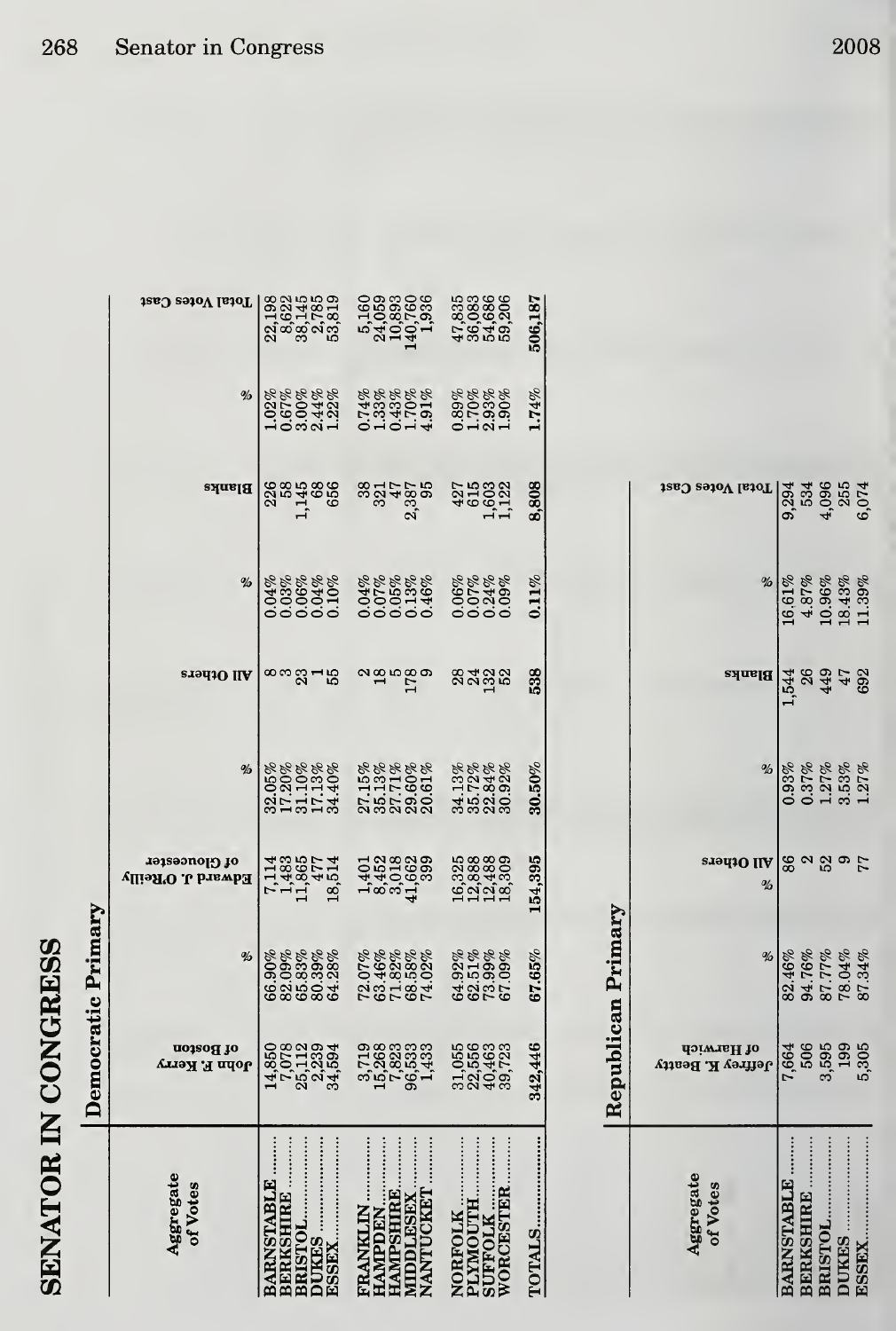# SENATOR IN CONGRESS

## Democratic Primary

| Aggregate of Votes | John F. Kerry of Boston | % | Edward J. O'Reilly of Gloucester | % | All Others | % | Blanks | % | Total Votes Cast |
|---|---|---|---|---|---|---|---|---|---|
| BARNSTABLE | 14,850 | 66.90% | 7,114 | 32.05% | 8 | 0.04% | 226 | 1.02% | 22,198 |
| BERKSHIRE | 7,078 | 82.09% | 1,483 | 17.20% | 3 | 0.03% | 58 | 0.67% | 8,622 |
| BRISTOL | 25,112 | 65.83% | 11,865 | 31.10% | 23 | 0.06% | 1,145 | 3.00% | 38,145 |
| DUKES | 2,239 | 80.39% | 477 | 17.13% | 1 | 0.04% | 68 | 2.44% | 2,785 |
| ESSEX | 34,594 | 64.28% | 18,514 | 34.40% | 55 | 0.10% | 656 | 1.22% | 53,819 |
| FRANKLIN | 3,719 | 72.07% | 1,401 | 27.15% | 2 | 0.04% | 38 | 0.74% | 5,160 |
| HAMPDEN | 15,268 | 63.46% | 8,452 | 35.13% | 18 | 0.07% | 321 | 1.33% | 24,059 |
| HAMPSHIRE | 7,823 | 71.82% | 3,018 | 27.71% | 5 | 0.05% | 47 | 0.43% | 10,893 |
| MIDDLESEX | 96,533 | 68.58% | 41,662 | 29.60% | 178 | 0.13% | 2,387 | 1.70% | 140,760 |
| NANTUCKET | 1,433 | 74.02% | 399 | 20.61% | 9 | 0.46% | 95 | 4.91% | 1,936 |
| NORFOLK | 31,055 | 64.92% | 16,325 | 34.13% | 28 | 0.06% | 427 | 0.89% | 47,835 |
| PLYMOUTH | 22,556 | 62.51% | 12,888 | 35.72% | 24 | 0.07% | 615 | 1.70% | 36,083 |
| SUFFOLK | 40,463 | 73.99% | 12,488 | 22.84% | 132 | 0.24% | 1,603 | 2.93% | 54,686 |
| WORCESTER | 39,723 | 67.09% | 18,309 | 30.92% | 52 | 0.09% | 1,122 | 1.90% | 59,206 |
| TOTALS | 342,446 | 67.65% | 154,395 | 30.50% | 538 | 0.11% | 8,808 | 1.74% | 506,187 |

## Republican Primary

| Aggregate of Votes | Jeffrey K. Beatty of Harwich | % | All Others | % | Blanks | % | Total Votes Cast |
|---|---|---|---|---|---|---|---|
| BARNSTABLE | 7,664 | 82.46% | 86 | 0.93% | 1,544 | 16.61% | 9,294 |
| BERKSHIRE | 506 | 94.76% | 2 | 0.37% | 26 | 4.87% | 534 |
| BRISTOL | 3,595 | 87.77% | 52 | 1.27% | 449 | 10.96% | 4,096 |
| DUKES | 199 | 78.04% | 9 | 3.53% | 47 | 18.43% | 255 |
| ESSEX | 5,305 | 87.34% | 77 | 1.27% | 692 | 11.39% | 6,074 |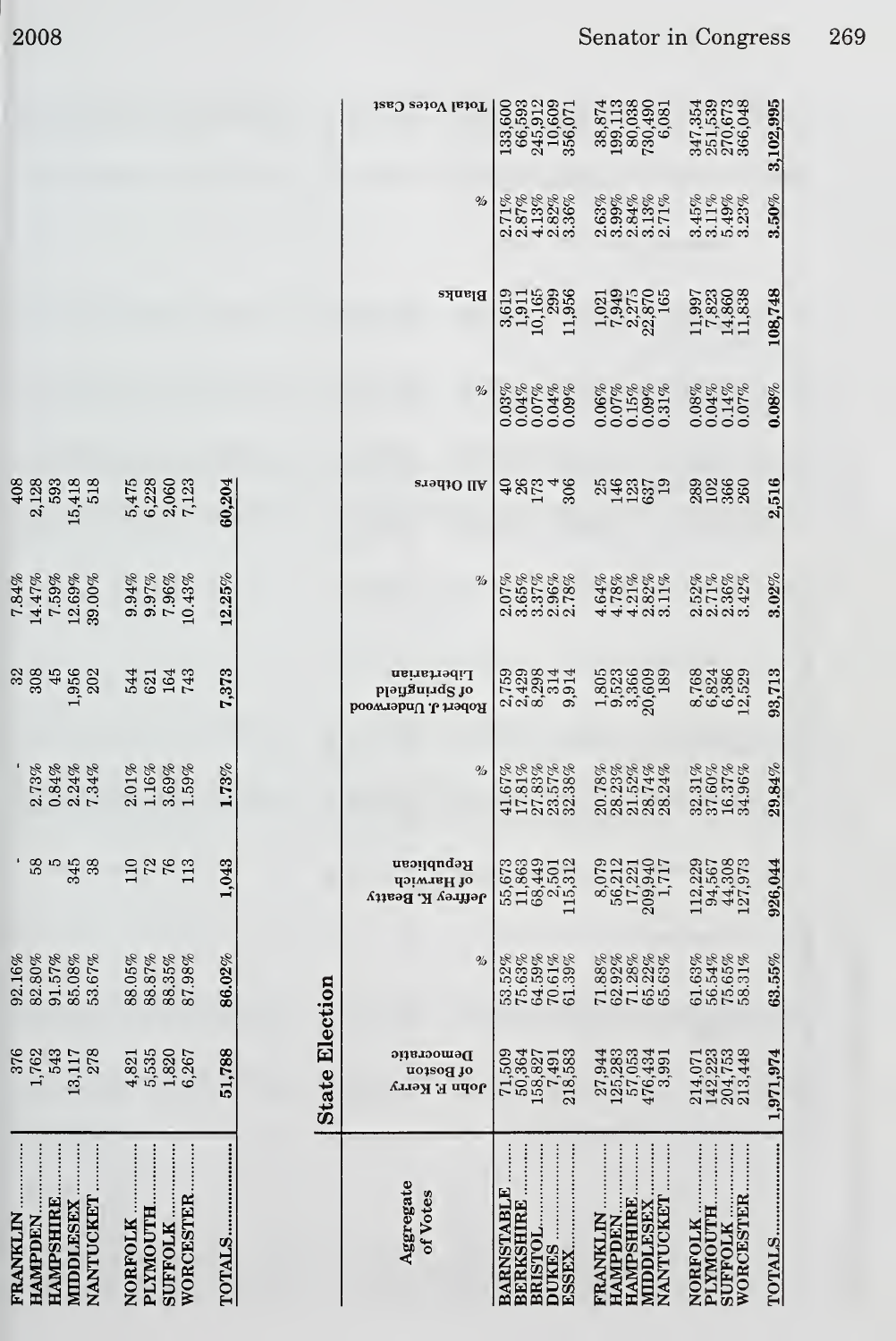| | | | | | | | |
|---|---|---|---|---|---|---|---|
| FRANKLIN | 376 | 92.16% | - | - | 32 | 7.84% | 408 |
| HAMPDEN | 1,762 | 82.80% | 58 | 2.73% | 308 | 14.47% | 2,128 |
| HAMPSHIRE | 543 | 91.57% | 5 | 0.84% | 45 | 7.59% | 593 |
| MIDDLESEX | 13,117 | 85.08% | 345 | 2.24% | 1,956 | 12.69% | 15,418 |
| NANTUCKET | 278 | 53.67% | 38 | 7.34% | 202 | 39.00% | 518 |
| NORFOLK | 4,821 | 88.05% | 110 | 2.01% | 544 | 9.94% | 5,475 |
| PLYMOUTH | 5,535 | 88.87% | 72 | 1.16% | 621 | 9.97% | 6,228 |
| SUFFOLK | 1,820 | 88.35% | 76 | 3.69% | 164 | 7.96% | 2,060 |
| WORCESTER | 6,267 | 87.98% | 113 | 1.59% | 743 | 10.43% | 7,123 |
| TOTALS | 51,788 | 86.02% | 1,043 | 1.73% | 7,373 | 12.25% | 60,204 |

## State Election

| Aggregate of Votes | John F. Kerry of Boston Democratic | % | Jeffrey K. Beatty of Harwich Republican | % | Robert J. Underwood of Springfield Libertarian | % | All Others | % | Blanks | % | Total Votes Cast |
|---|---|---|---|---|---|---|---|---|---|---|---|
| BARNSTABLE | 71,509 | 53.52% | 55,673 | 41.67% | 2,759 | 2.07% | 40 | 0.03% | 3,619 | 2.71% | 133,600 |
| BERKSHIRE | 50,364 | 75.63% | 11,863 | 17.81% | 2,429 | 3.65% | 26 | 0.04% | 1,911 | 2.87% | 66,593 |
| BRISTOL | 158,827 | 64.59% | 68,449 | 27.83% | 8,298 | 3.37% | 173 | 0.07% | 10,165 | 4.13% | 245,912 |
| DUKES | 7,491 | 70.61% | 2,501 | 23.57% | 314 | 2.96% | 4 | 0.04% | 299 | 2.82% | 10,609 |
| ESSEX | 218,583 | 61.39% | 115,312 | 32.38% | 9,914 | 2.78% | 306 | 0.09% | 11,956 | 3.36% | 356,071 |
| FRANKLIN | 27,944 | 71.88% | 8,079 | 20.78% | 1,805 | 4.64% | 25 | 0.06% | 1,021 | 2.63% | 38,874 |
| HAMPDEN | 125,283 | 62.92% | 56,212 | 28.23% | 9,523 | 4.78% | 146 | 0.07% | 7,949 | 3.99% | 199,113 |
| HAMPSHIRE | 57,053 | 71.28% | 17,221 | 21.52% | 3,366 | 4.21% | 123 | 0.15% | 2,275 | 2.84% | 80,038 |
| MIDDLESEX | 476,434 | 65.22% | 209,940 | 28.74% | 20,609 | 2.82% | 637 | 0.09% | 22,870 | 3.13% | 730,490 |
| NANTUCKET | 3,991 | 65.63% | 1,717 | 28.24% | 189 | 3.11% | 19 | 0.31% | 165 | 2.71% | 6,081 |
| NORFOLK | 214,071 | 61.63% | 112,229 | 32.31% | 8,768 | 2.52% | 289 | 0.08% | 11,997 | 3.45% | 347,354 |
| PLYMOUTH | 142,223 | 56.54% | 94,567 | 37.60% | 6,824 | 2.71% | 102 | 0.04% | 7,823 | 3.11% | 251,539 |
| SUFFOLK | 204,753 | 75.65% | 44,308 | 16.37% | 6,386 | 2.36% | 366 | 0.14% | 14,860 | 5.49% | 270,673 |
| WORCESTER | 213,448 | 58.31% | 127,973 | 34.96% | 12,529 | 3.42% | 260 | 0.07% | 11,838 | 3.23% | 366,048 |
| TOTALS | 1,971,974 | 63.55% | 926,044 | 29.84% | 93,713 | 3.02% | 2,516 | 0.08% | 108,748 | 3.50% | 3,102,995 |